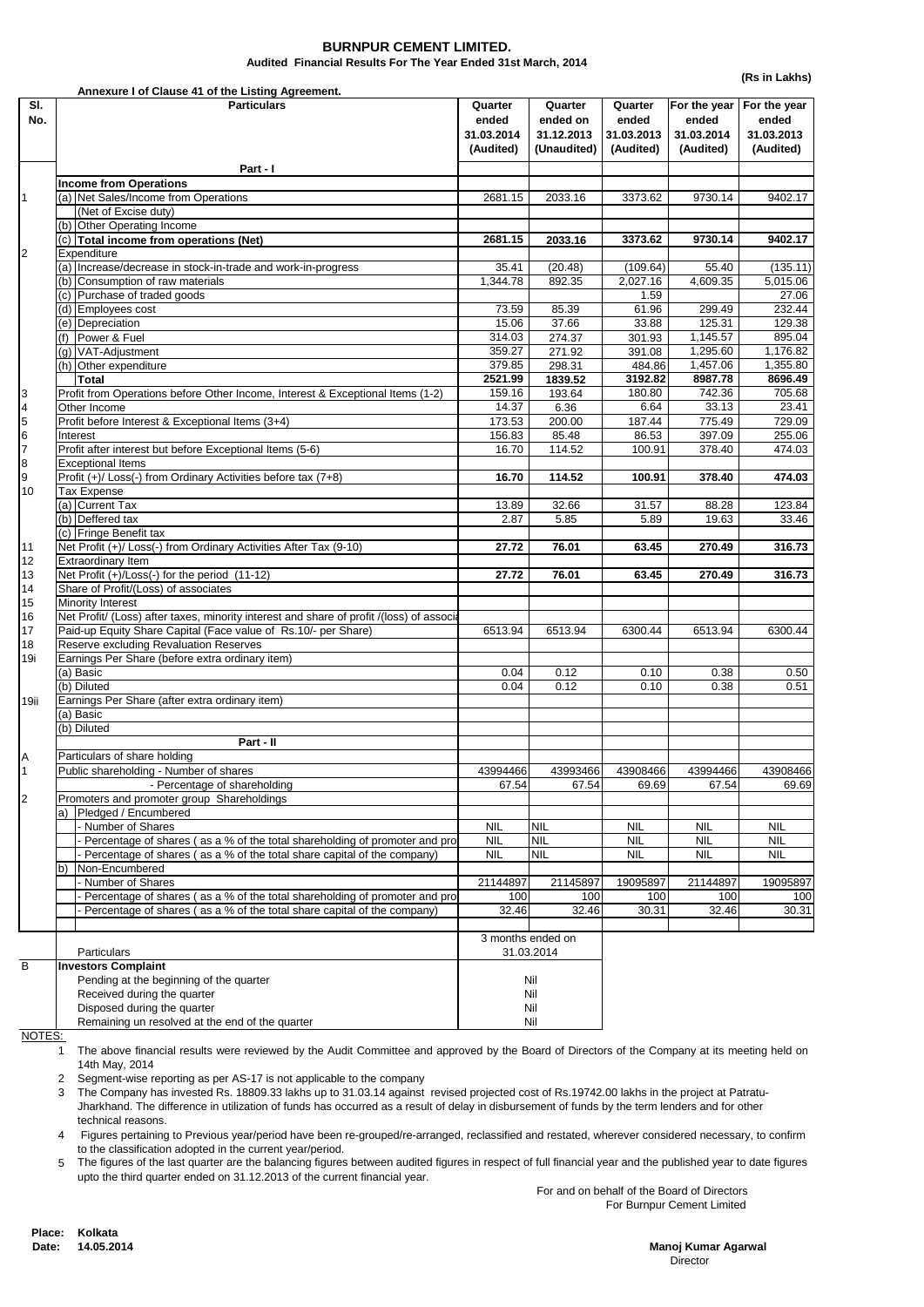# BURNPUR CEMENT LIMITED.

## Audited Financial Results For The Year Ended 31st March, 2014

**(Rs in Lakhs)**

**Annexure I of Clause 41 of the Listing Agreement.**

| Sl. No. | Particulars | Quarter ended 31.03.2014 (Audited) | Quarter ended on 31.12.2013 (Unaudited) | Quarter ended 31.03.2013 (Audited) | For the year ended 31.03.2014 (Audited) | For the year ended 31.03.2013 (Audited) |
|---|---|---|---|---|---|---|
| | **Part - I** | | | | | |
| | **Income from Operations** | | | | | |
| 1 | (a) Net Sales/Income from Operations | 2681.15 | 2033.16 | 3373.62 | 9730.14 | 9402.17 |
| | (Net of Excise duty) | | | | | |
| | (b) Other Operating Income | | | | | |
| | (c) **Total income from operations (Net)** | **2681.15** | **2033.16** | **3373.62** | **9730.14** | **9402.17** |
| 2 | Expenditure | | | | | |
| | (a) Increase/decrease in stock-in-trade and work-in-progress | 35.41 | (20.48) | (109.64) | 55.40 | (135.11) |
| | (b) Consumption of raw materials | 1,344.78 | 892.35 | 2,027.16 | 4,609.35 | 5,015.06 |
| | (c) Purchase of traded goods | | | 1.59 | | 27.06 |
| | (d) Employees cost | 73.59 | 85.39 | 61.96 | 299.49 | 232.44 |
| | (e) Depreciation | 15.06 | 37.66 | 33.88 | 125.31 | 129.38 |
| | (f) Power & Fuel | 314.03 | 274.37 | 301.93 | 1,145.57 | 895.04 |
| | (g) VAT-Adjustment | 359.27 | 271.92 | 391.08 | 1,295.60 | 1,176.82 |
| | (h) Other expenditure | 379.85 | 298.31 | 484.86 | 1,457.06 | 1,355.80 |
| | **Total** | **2521.99** | **1839.52** | **3192.82** | **8987.78** | **8696.49** |
| 3 | Profit from Operations before Other Income, Interest & Exceptional Items (1-2) | 159.16 | 193.64 | 180.80 | 742.36 | 705.68 |
| 4 | Other Income | 14.37 | 6.36 | 6.64 | 33.13 | 23.41 |
| 5 | Profit before Interest & Exceptional Items (3+4) | 173.53 | 200.00 | 187.44 | 775.49 | 729.09 |
| 6 | Interest | 156.83 | 85.48 | 86.53 | 397.09 | 255.06 |
| 7 | Profit after interest but before Exceptional Items (5-6) | 16.70 | 114.52 | 100.91 | 378.40 | 474.03 |
| 8 | Exceptional Items | | | | | |
| 9 | Profit (+)/ Loss(-) from Ordinary Activities before tax (7+8) | **16.70** | **114.52** | **100.91** | **378.40** | **474.03** |
| 10 | Tax Expense | | | | | |
| | (a) Current Tax | 13.89 | 32.66 | 31.57 | 88.28 | 123.84 |
| | (b) Deffered tax | 2.87 | 5.85 | 5.89 | 19.63 | 33.46 |
| | (c) Fringe Benefit tax | | | | | |
| 11 | Net Profit (+)/ Loss(-) from Ordinary Activities After Tax (9-10) | **27.72** | **76.01** | **63.45** | **270.49** | **316.73** |
| 12 | Extraordinary Item | | | | | |
| 13 | Net Profit (+)/Loss(-) for the period (11-12) | **27.72** | **76.01** | **63.45** | **270.49** | **316.73** |
| 14 | Share of Profit/(Loss) of associates | | | | | |
| 15 | Minority Interest | | | | | |
| 16 | Net Profit/ (Loss) after taxes, minority interest and share of profit /(loss) of associa | | | | | |
| 17 | Paid-up Equity Share Capital (Face value of Rs.10/- per Share) | 6513.94 | 6513.94 | 6300.44 | 6513.94 | 6300.44 |
| 18 | Reserve excluding Revaluation Reserves | | | | | |
| 19i | Earnings Per Share (before extra ordinary item) | | | | | |
| | (a) Basic | 0.04 | 0.12 | 0.10 | 0.38 | 0.50 |
| | (b) Diluted | 0.04 | 0.12 | 0.10 | 0.38 | 0.51 |
| 19ii | Earnings Per Share (after extra ordinary item) | | | | | |
| | (a) Basic | | | | | |
| | (b) Diluted | | | | | |
| | **Part - II** | | | | | |
| A | Particulars of share holding | | | | | |
| 1 | Public shareholding - Number of shares | 43994466 | 43993466 | 43908466 | 43994466 | 43908466 |
| | - Percentage of shareholding | 67.54 | 67.54 | 69.69 | 67.54 | 69.69 |
| 2 | Promoters and promoter group Shareholdings | | | | | |
| | a) Pledged / Encumbered | | | | | |
| | - Number of Shares | NIL | NIL | NIL | NIL | NIL |
| | - Percentage of shares ( as a % of the total shareholding of promoter and pro | NIL | NIL | NIL | NIL | NIL |
| | - Percentage of shares ( as a % of the total share capital of the company) | NIL | NIL | NIL | NIL | NIL |
| | b) Non-Encumbered | | | | | |
| | - Number of Shares | 21144897 | 21145897 | 19095897 | 21144897 | 19095897 |
| | - Percentage of shares ( as a % of the total shareholding of promoter and pro | 100 | 100 | 100 | 100 | 100 |
| | - Percentage of shares ( as a % of the total share capital of the company) | 32.46 | 32.46 | 30.31 | 32.46 | 30.31 |

| | Particulars | 3 months ended on 31.03.2014 |
|---|---|---|
| B | **Investors Complaint** | |
| | Pending at the beginning of the quarter | Nil |
| | Received during the quarter | Nil |
| | Disposed during the quarter | Nil |
| | Remaining un resolved at the end of the quarter | Nil |

NOTES:

1. The above financial results were reviewed by the Audit Committee and approved by the Board of Directors of the Company at its meeting held on 14th May, 2014
2. Segment-wise reporting as per AS-17 is not applicable to the company
3. The Company has invested Rs. 18809.33 lakhs up to 31.03.14 against revised projected cost of Rs.19742.00 lakhs in the project at Patratu-Jharkhand. The difference in utilization of funds has occurred as a result of delay in disbursement of funds by the term lenders and for other technical reasons.
4. Figures pertaining to Previous year/period have been re-grouped/re-arranged, reclassified and restated, wherever considered necessary, to confirm to the classification adopted in the current year/period.
5. The figures of the last quarter are the balancing figures between audited figures in respect of full financial year and the published year to date figures upto the third quarter ended on 31.12.2013 of the current financial year.

For and on behalf of the Board of Directors
For Burnpur Cement Limited

**Place: Kolkata**
**Date: 14.05.2014**

**Manoj Kumar Agarwal**
Director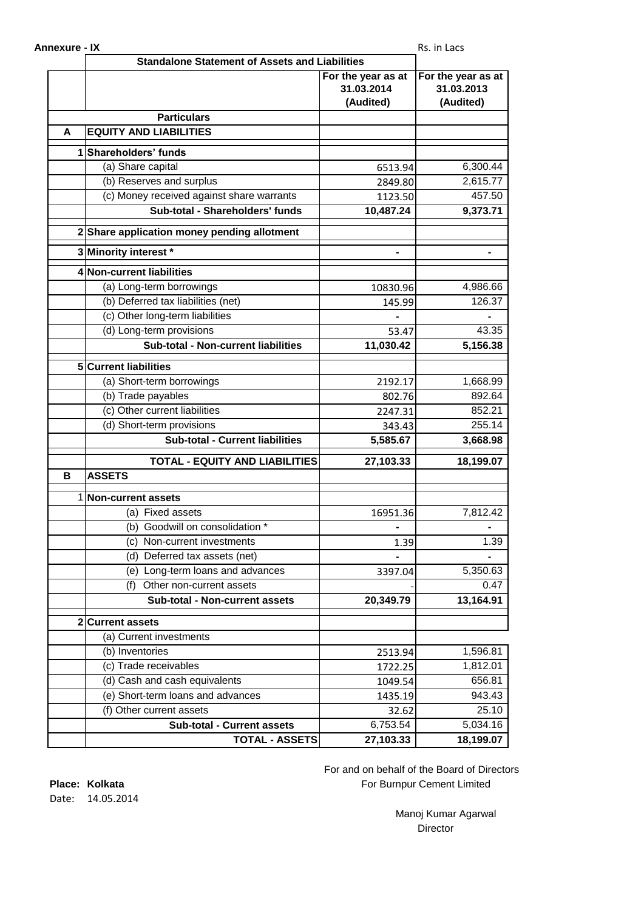**Annexure - IX**

Rs. in Lacs

| | Standalone Statement of Assets and Liabilities | For the year as at 31.03.2014 (Audited) | For the year as at 31.03.2013 (Audited) |
|---|---|---|---|
| | **Particulars** | | |
| **A** | **EQUITY AND LIABILITIES** | | |
| **1** | **Shareholders' funds** | | |
| | (a) Share capital | 6513.94 | 6,300.44 |
| | (b) Reserves and surplus | 2849.80 | 2,615.77 |
| | (c) Money received against share warrants | 1123.50 | 457.50 |
| | **Sub-total - Shareholders' funds** | **10,487.24** | **9,373.71** |
| **2** | **Share application money pending allotment** | | |
| **3** | **Minority interest *** | **-** | **-** |
| **4** | **Non-current liabilities** | | |
| | (a) Long-term borrowings | 10830.96 | 4,986.66 |
| | (b) Deferred tax liabilities (net) | 145.99 | 126.37 |
| | (c) Other long-term liabilities | - | - |
| | (d) Long-term provisions | 53.47 | 43.35 |
| | **Sub-total - Non-current liabilities** | **11,030.42** | **5,156.38** |
| **5** | **Current liabilities** | | |
| | (a) Short-term borrowings | 2192.17 | 1,668.99 |
| | (b) Trade payables | 802.76 | 892.64 |
| | (c) Other current liabilities | 2247.31 | 852.21 |
| | (d) Short-term provisions | 343.43 | 255.14 |
| | **Sub-total - Current liabilities** | **5,585.67** | **3,668.98** |
| | **TOTAL - EQUITY AND LIABILITIES** | **27,103.33** | **18,199.07** |
| **B** | **ASSETS** | | |
| 1 | **Non-current assets** | | |
| | (a) Fixed assets | 16951.36 | 7,812.42 |
| | (b) Goodwill on consolidation * | - | - |
| | (c) Non-current investments | 1.39 | 1.39 |
| | (d) Deferred tax assets (net) | - | - |
| | (e) Long-term loans and advances | 3397.04 | 5,350.63 |
| | (f) Other non-current assets | - | 0.47 |
| | **Sub-total - Non-current assets** | **20,349.79** | **13,164.91** |
| **2** | **Current assets** | | |
| | (a) Current investments | | |
| | (b) Inventories | 2513.94 | 1,596.81 |
| | (c) Trade receivables | 1722.25 | 1,812.01 |
| | (d) Cash and cash equivalents | 1049.54 | 656.81 |
| | (e) Short-term loans and advances | 1435.19 | 943.43 |
| | (f) Other current assets | 32.62 | 25.10 |
| | **Sub-total - Current assets** | 6,753.54 | 5,034.16 |
| | **TOTAL - ASSETS** | **27,103.33** | **18,199.07** |

For and on behalf of the Board of Directors
For Burnpur Cement Limited

**Place: Kolkata**
Date: 14.05.2014

Manoj Kumar Agarwal
Director